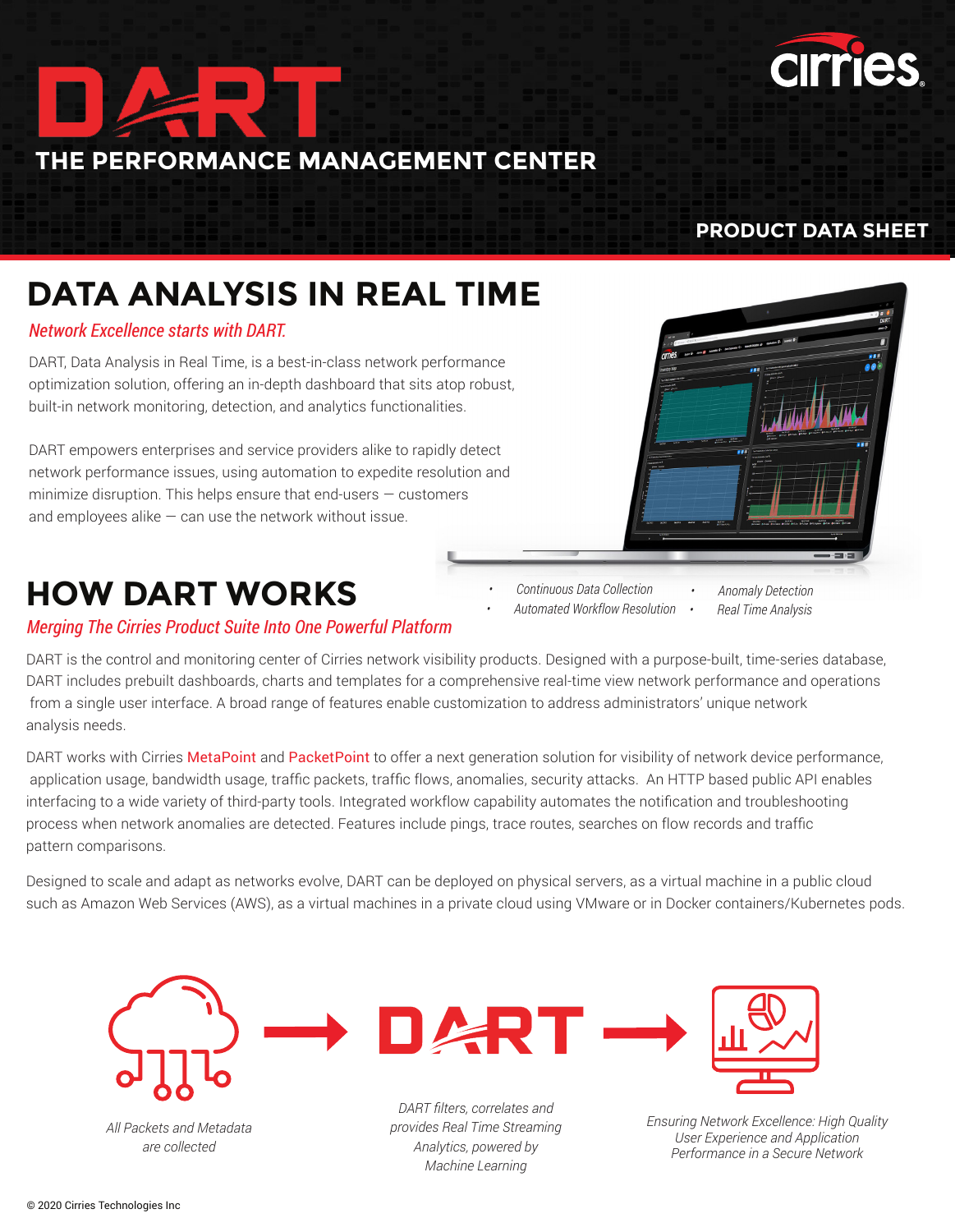# DART

## THE PERFORMANCE MANAGEMENT CENTER

**PRODUCT DATA SHEET**

# DATA ANALYSIS IN REAL TIME

*Network Excellence starts with DART.*

DART, Data Analysis in Real Time, is a best-in-class network performance optimization solution, offering an in-depth dashboard that sits atop robust, built-in network monitoring, detection, and analytics functionalities.

DART empowers enterprises and service providers alike to rapidly detect network performance issues, using automation to expedite resolution and minimize disruption. This helps ensure that end-users — customers and employees alike — can use the network without issue.

- *Continuous Data Collection*
- *Automated Workflow Resolution*
- *Anomaly Detection*
- *Real Time Analysis*

# HOW DART WORKS

*Merging The Cirries Product Suite Into One Powerful Platform*

DART is the control and monitoring center of Cirries network visibility products. Designed with a purpose-built, time-series database, DART includes prebuilt dashboards, charts and templates for a comprehensive real-time view network performance and operations from a single user interface. A broad range of features enable customization to address administrators' unique network analysis needs.

DART works with Cirries MetaPoint and PacketPoint to offer a next generation solution for visibility of network device performance, application usage, bandwidth usage, traffic packets, traffic flows, anomalies, security attacks. An HTTP based public API enables interfacing to a wide variety of third-party tools. Integrated workflow capability automates the notification and troubleshooting process when network anomalies are detected. Features include pings, trace routes, searches on flow records and traffic pattern comparisons.

Designed to scale and adapt as networks evolve, DART can be deployed on physical servers, as a virtual machine in a public cloud such as Amazon Web Services (AWS), as a virtual machines in a private cloud using VMware or in Docker containers/Kubernetes pods.

*All Packets and Metadata are collected*

DART

*DART filters, correlates and provides Real Time Streaming Analytics, powered by Machine Learning*

*Ensuring Network Excellence: High Quality User Experience and Application Performance in a Secure Network*

© 2020 Cirries Technologies Inc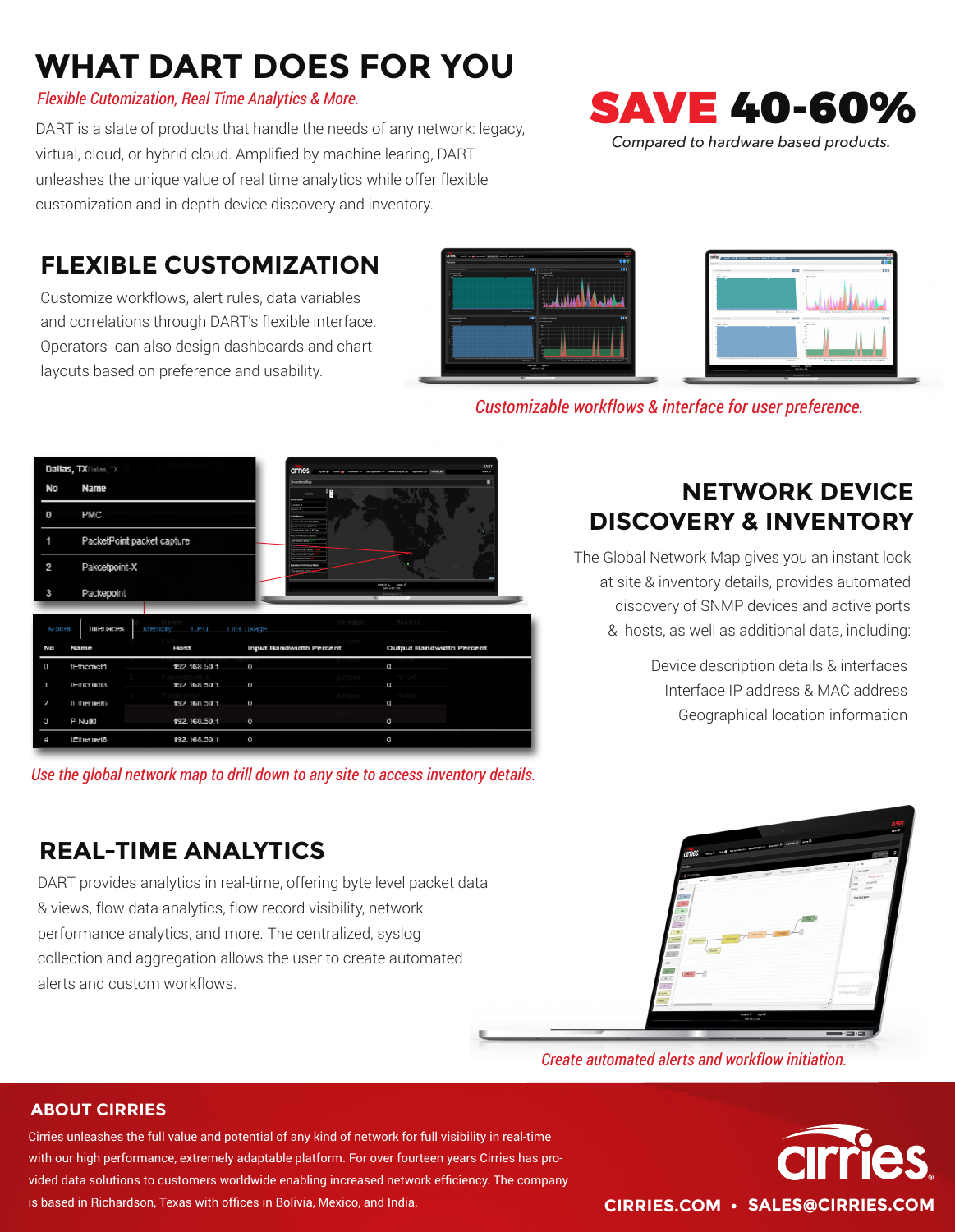# WHAT DART DOES FOR YOU

*Flexible Cutomization, Real Time Analytics & More.*

DART is a slate of products that handle the needs of any network: legacy, virtual, cloud, or hybrid cloud. Amplified by machine learing, DART unleashes the unique value of real time analytics while offer flexible customization and in-depth device discovery and inventory.

**SAVE 40-60%**

*Compared to hardware based products.*

## FLEXIBLE CUSTOMIZATION

Customize workflows, alert rules, data variables and correlations through DART's flexible interface. Operators can also design dashboards and chart layouts based on preference and usability.

*Customizable workflows & interface for user preference.*

## NETWORK DEVICE DISCOVERY & INVENTORY

The Global Network Map gives you an instant look at site & inventory details, provides automated discovery of SNMP devices and active ports & hosts, as well as additional data, including:

Device description details & interfaces
Interface IP address & MAC address
Geographical location information

*Use the global network map to drill down to any site to access inventory details.*

## REAL-TIME ANALYTICS

DART provides analytics in real-time, offering byte level packet data & views, flow data analytics, flow record visibility, network performance analytics, and more. The centralized, syslog collection and aggregation allows the user to create automated alerts and custom workflows.

*Create automated alerts and workflow initiation.*

### ABOUT CIRRIES

Cirries unleashes the full value and potential of any kind of network for full visibility in real-time with our high performance, extremely adaptable platform. For over fourteen years Cirries has provided data solutions to customers worldwide enabling increased network efficiency. The company is based in Richardson, Texas with offices in Bolivia, Mexico, and India.

CIRRIES.COM • SALES@CIRRIES.COM